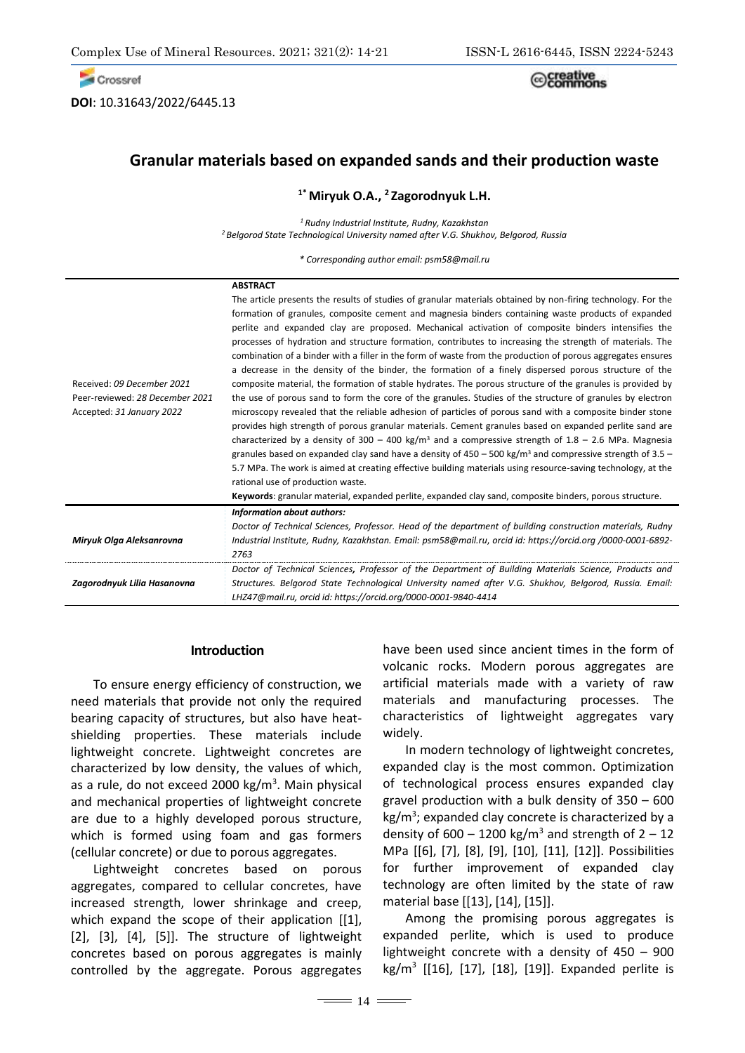DOI: 10.31643/2022/6445.13

# Granular materials based on expanded sands and their production waste

**[1*] Miryuk O.A., [2] Zagorodnyuk L.H.**

*[1] Rudny Industrial Institute, Rudny, Kazakhstan*
*[2] Belgorod State Technological University named after V.G. Shukhov, Belgorod, Russia*

*\* Corresponding author email: psm58@mail.ru*

| | |
|---|---|
| Received: *09 December 2021*<br>Peer-reviewed: *28 December 2021*<br>Accepted: *31 January 2022* | **ABSTRACT**<br>The article presents the results of studies of granular materials obtained by non-firing technology. For the formation of granules, composite cement and magnesia binders containing waste products of expanded perlite and expanded clay are proposed. Mechanical activation of composite binders intensifies the processes of hydration and structure formation, contributes to increasing the strength of materials. The combination of a binder with a filler in the form of waste from the production of porous aggregates ensures a decrease in the density of the binder, the formation of a finely dispersed porous structure of the composite material, the formation of stable hydrates. The porous structure of the granules is provided by the use of porous sand to form the core of the granules. Studies of the structure of granules by electron microscopy revealed that the reliable adhesion of particles of porous sand with a composite binder stone provides high strength of porous granular materials. Cement granules based on expanded perlite sand are characterized by a density of 300 – 400 kg/m$^3$ and a compressive strength of 1.8 – 2.6 MPa. Magnesia granules based on expanded clay sand have a density of 450 – 500 kg/m$^3$ and compressive strength of 3.5 – 5.7 MPa. The work is aimed at creating effective building materials using resource-saving technology, at the rational use of production waste.<br>**Keywords**: granular material, expanded perlite, expanded clay sand, composite binders, porous structure. |
| | ***Information about authors:*** |
| ***Miryuk Olga Aleksanrovna*** | *Doctor of Technical Sciences, Professor. Head of the department of building construction materials, Rudny Industrial Institute, Rudny, Kazakhstan. Email: psm58@mail.ru, orcid id: https://orcid.org /0000-0001-6892-2763* |
| ***Zagorodnyuk Lilia Hasanovna*** | *Doctor of Technical Sciences, Professor of the Department of Building Materials Science, Products and Structures. Belgorod State Technological University named after V.G. Shukhov, Belgorod, Russia. Email: LHZ47@mail.ru, orcid id: https://orcid.org/0000-0001-9840-4414* |

## Introduction

To ensure energy efficiency of construction, we need materials that provide not only the required bearing capacity of structures, but also have heat-shielding properties. These materials include lightweight concrete. Lightweight concretes are characterized by low density, the values of which, as a rule, do not exceed 2000 kg/m$^3$. Main physical and mechanical properties of lightweight concrete are due to a highly developed porous structure, which is formed using foam and gas formers (cellular concrete) or due to porous aggregates.

Lightweight concretes based on porous aggregates, compared to cellular concretes, have increased strength, lower shrinkage and creep, which expand the scope of their application [[1], [2], [3], [4], [5]]. The structure of lightweight concretes based on porous aggregates is mainly controlled by the aggregate. Porous aggregates have been used since ancient times in the form of volcanic rocks. Modern porous aggregates are artificial materials made with a variety of raw materials and manufacturing processes. The characteristics of lightweight aggregates vary widely.

In modern technology of lightweight concretes, expanded clay is the most common. Optimization of technological process ensures expanded clay gravel production with a bulk density of 350 – 600 kg/m$^3$; expanded clay concrete is characterized by a density of 600 – 1200 kg/m$^3$ and strength of 2 – 12 MPa [[6], [7], [8], [9], [10], [11], [12]]. Possibilities for further improvement of expanded clay technology are often limited by the state of raw material base [[13], [14], [15]].

Among the promising porous aggregates is expanded perlite, which is used to produce lightweight concrete with a density of 450 – 900 kg/m$^3$ [[16], [17], [18], [19]]. Expanded perlite is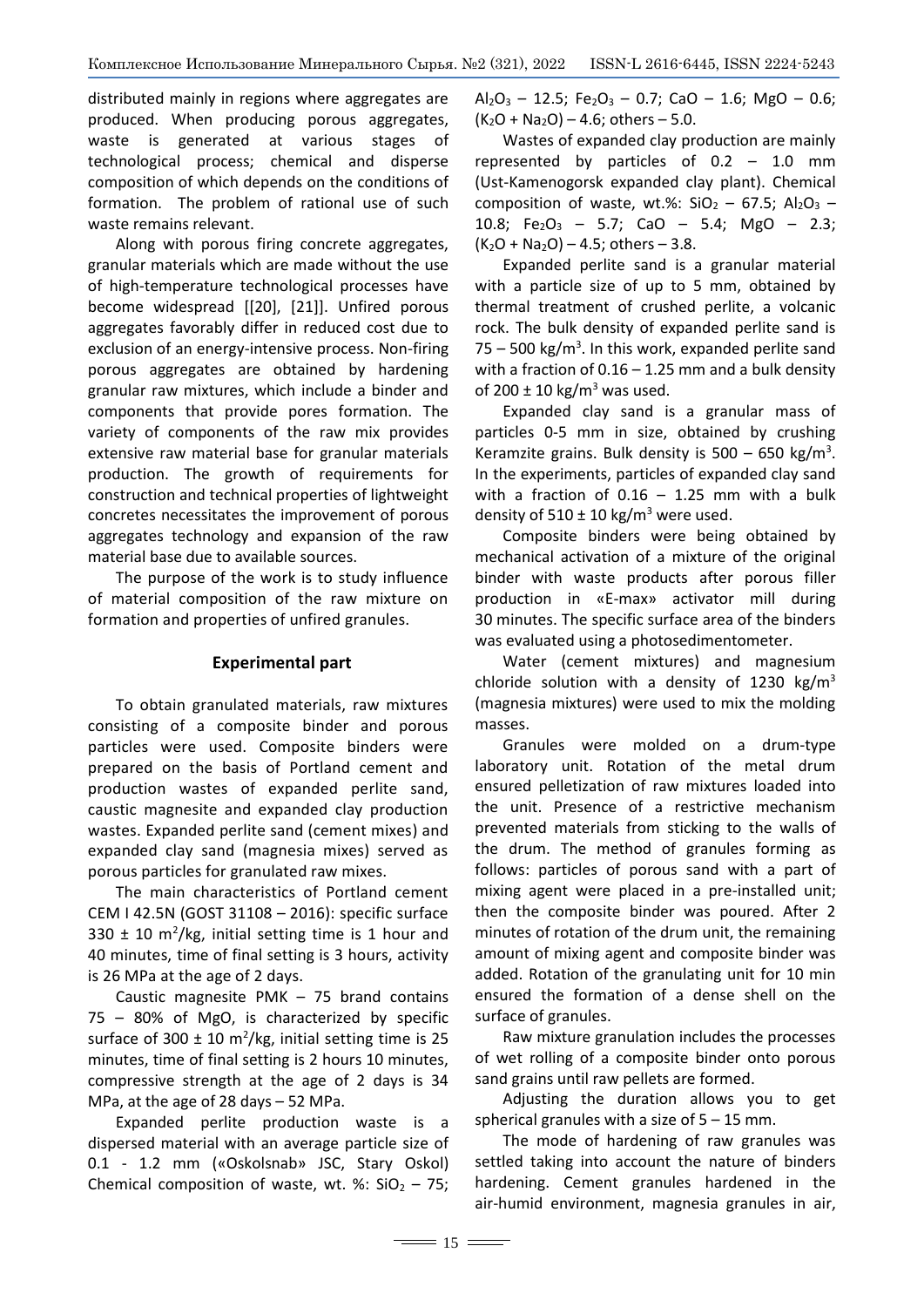distributed mainly in regions where aggregates are produced. When producing porous aggregates, waste is generated at various stages of technological process; chemical and disperse composition of which depends on the conditions of formation. The problem of rational use of such waste remains relevant.

Along with porous firing concrete aggregates, granular materials which are made without the use of high-temperature technological processes have become widespread [[20], [21]]. Unfired porous aggregates favorably differ in reduced cost due to exclusion of an energy-intensive process. Non-firing porous aggregates are obtained by hardening granular raw mixtures, which include a binder and components that provide pores formation. The variety of components of the raw mix provides extensive raw material base for granular materials production. The growth of requirements for construction and technical properties of lightweight concretes necessitates the improvement of porous aggregates technology and expansion of the raw material base due to available sources.

The purpose of the work is to study influence of material composition of the raw mixture on formation and properties of unfired granules.

## Experimental part

To obtain granulated materials, raw mixtures consisting of a composite binder and porous particles were used. Composite binders were prepared on the basis of Portland cement and production wastes of expanded perlite sand, caustic magnesite and expanded clay production wastes. Expanded perlite sand (cement mixes) and expanded clay sand (magnesia mixes) served as porous particles for granulated raw mixes.

The main characteristics of Portland cement CEM I 42.5N (GOST 31108 – 2016): specific surface 330 ± 10 $m^2$/kg, initial setting time is 1 hour and 40 minutes, time of final setting is 3 hours, activity is 26 MPa at the age of 2 days.

Caustic magnesite PMK – 75 brand contains 75 – 80% of MgO, is characterized by specific surface of 300 ± 10 $m^2$/kg, initial setting time is 25 minutes, time of final setting is 2 hours 10 minutes, compressive strength at the age of 2 days is 34 MPa, at the age of 28 days – 52 MPa.

Expanded perlite production waste is a dispersed material with an average particle size of 0.1 - 1.2 mm («Oskolsnab» JSC, Stary Oskol) Chemical composition of waste, wt. %: $SiO_2$ – 75; $Al_2O_3$ – 12.5; $Fe_2O_3$ – 0.7; CaO – 1.6; MgO – 0.6; ($K_2O$ + $Na_2O$) – 4.6; others – 5.0.

Wastes of expanded clay production are mainly represented by particles of 0.2 – 1.0 mm (Ust-Kamenogorsk expanded clay plant). Chemical composition of waste, wt.%: $SiO_2$ – 67.5; $Al_2O_3$ – 10.8; $Fe_2O_3$ – 5.7; CaO – 5.4; MgO – 2.3; ($K_2O$ + $Na_2O$) – 4.5; others – 3.8.

Expanded perlite sand is a granular material with a particle size of up to 5 mm, obtained by thermal treatment of crushed perlite, a volcanic rock. The bulk density of expanded perlite sand is 75 – 500 kg/$m^3$. In this work, expanded perlite sand with a fraction of 0.16 – 1.25 mm and a bulk density of 200 ± 10 kg/$m^3$ was used.

Expanded clay sand is a granular mass of particles 0-5 mm in size, obtained by crushing Keramzite grains. Bulk density is 500 – 650 kg/$m^3$. In the experiments, particles of expanded clay sand with a fraction of 0.16 – 1.25 mm with a bulk density of 510 ± 10 kg/$m^3$ were used.

Composite binders were being obtained by mechanical activation of a mixture of the original binder with waste products after porous filler production in «E-max» activator mill during 30 minutes. The specific surface area of the binders was evaluated using a photosedimentometer.

Water (cement mixtures) and magnesium chloride solution with a density of 1230 kg/$m^3$ (magnesia mixtures) were used to mix the molding masses.

Granules were molded on a drum-type laboratory unit. Rotation of the metal drum ensured pelletization of raw mixtures loaded into the unit. Presence of a restrictive mechanism prevented materials from sticking to the walls of the drum. The method of granules forming as follows: particles of porous sand with a part of mixing agent were placed in a pre-installed unit; then the composite binder was poured. After 2 minutes of rotation of the drum unit, the remaining amount of mixing agent and composite binder was added. Rotation of the granulating unit for 10 min ensured the formation of a dense shell on the surface of granules.

Raw mixture granulation includes the processes of wet rolling of a composite binder onto porous sand grains until raw pellets are formed.

Adjusting the duration allows you to get spherical granules with a size of 5 – 15 mm.

The mode of hardening of raw granules was settled taking into account the nature of binders hardening. Cement granules hardened in the air-humid environment, magnesia granules in air,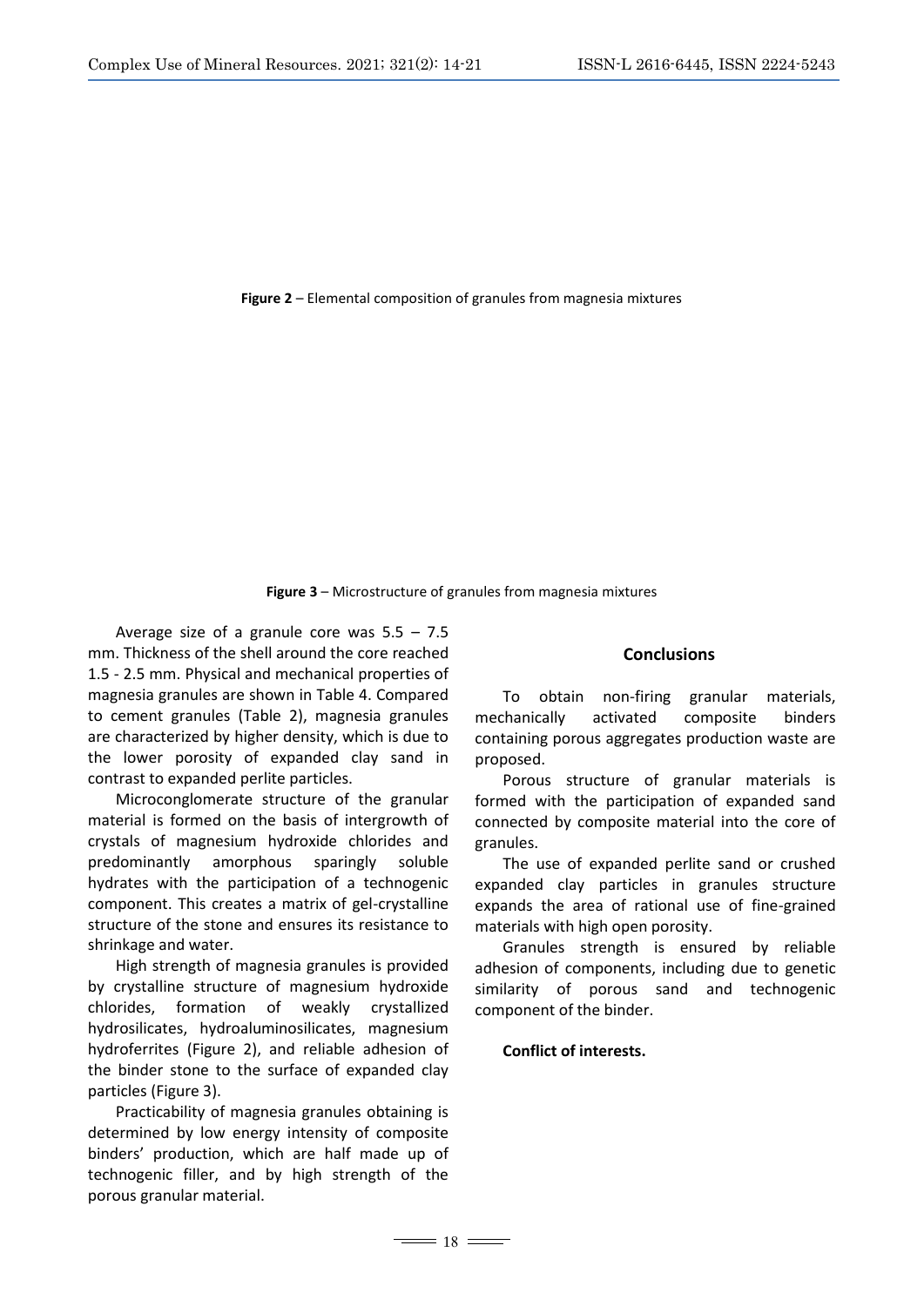**Figure 2** – Elemental composition of granules from magnesia mixtures

**Figure 3** – Microstructure of granules from magnesia mixtures

Average size of a granule core was 5.5 – 7.5 mm. Thickness of the shell around the core reached 1.5 - 2.5 mm. Physical and mechanical properties of magnesia granules are shown in Table 4. Compared to cement granules (Table 2), magnesia granules are characterized by higher density, which is due to the lower porosity of expanded clay sand in contrast to expanded perlite particles.

Microconglomerate structure of the granular material is formed on the basis of intergrowth of crystals of magnesium hydroxide chlorides and predominantly amorphous sparingly soluble hydrates with the participation of a technogenic component. This creates a matrix of gel-crystalline structure of the stone and ensures its resistance to shrinkage and water.

High strength of magnesia granules is provided by crystalline structure of magnesium hydroxide chlorides, formation of weakly crystallized hydrosilicates, hydroaluminosilicates, magnesium hydroferrites (Figure 2), and reliable adhesion of the binder stone to the surface of expanded clay particles (Figure 3).

Practicability of magnesia granules obtaining is determined by low energy intensity of composite binders' production, which are half made up of technogenic filler, and by high strength of the porous granular material.

## Conclusions

To obtain non-firing granular materials, mechanically activated composite binders containing porous aggregates production waste are proposed.

Porous structure of granular materials is formed with the participation of expanded sand connected by composite material into the core of granules.

The use of expanded perlite sand or crushed expanded clay particles in granules structure expands the area of rational use of fine-grained materials with high open porosity.

Granules strength is ensured by reliable adhesion of components, including due to genetic similarity of porous sand and technogenic component of the binder.

**Conflict of interests.**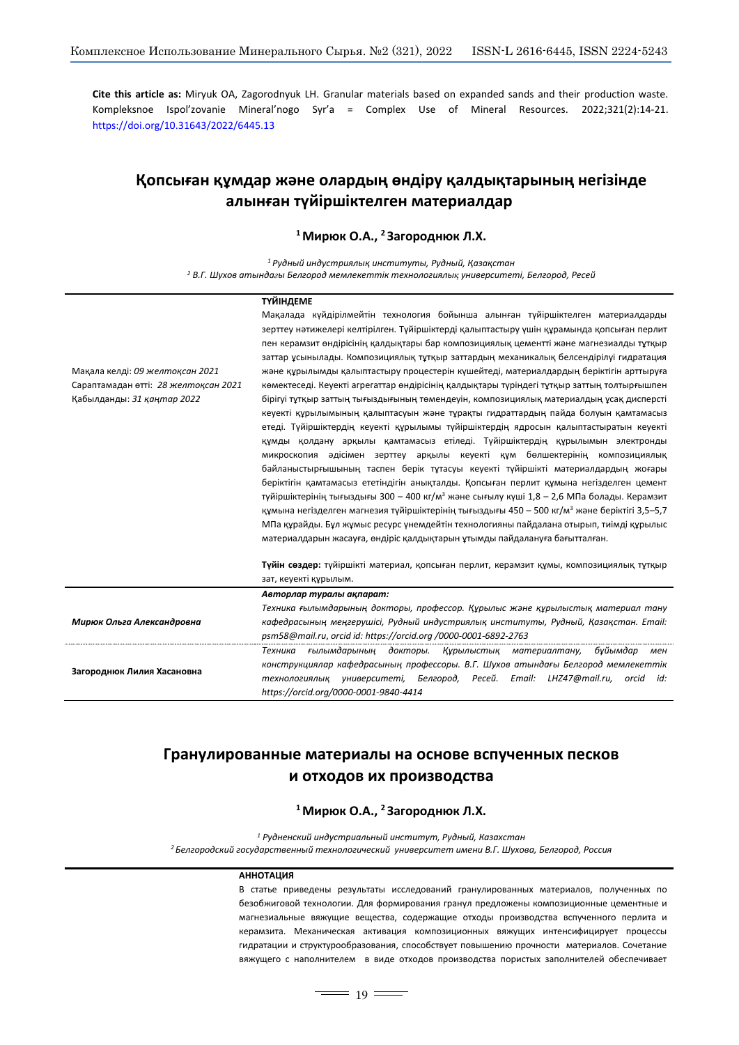**Cite this article as:** Miryuk OA, Zagorodnyuk LH. Granular materials based on expanded sands and their production waste. Kompleksnoe Ispol'zovanie Mineral'nogo Syr'a = Complex Use of Mineral Resources. 2022;321(2):14-21. https://doi.org/10.31643/2022/6445.13

# Қопсыған құмдар және олардың өндіру қалдықтарының негізінде алынған түйіршіктелген материалдар

**[1] Мирюк О.А., [2] Загороднюк Л.Х.**

*[1] Рудный индустриялық институты, Рудный, Қазақстан*
*[2] В.Г. Шухов атындағы Белгород мемлекеттік технологиялық университеті, Белгород, Ресей*

Мақала келді: *09 желтоқсан 2021*
Сараптамадан өтті: *28 желтоқсан 2021*
Қабылданды: *31 қаңтар 2022*

**ТҮЙІНДЕМЕ**

Мақалада күйдірілмейтін технология бойынша алынған түйіршіктелген материалдарды зерттеу нәтижелері келтірілген. Түйіршіктерді қалыптастыру үшін құрамында қопсыған перлит пен керамзит өндірісінің қалдықтары бар композициялық цементті және магнезиалды тұтқыр заттар ұсынылады. Композициялық тұтқыр заттардың механикалық белсендірілуі гидратация және құрылымды қалыптастыру процестерін күшейтеді, материалдардың беріктігін арттыруға көмектеседі. Кеуекті агрегаттар өндірісінің қалдықтары түріндегі тұтқыр заттың толтырғышпен бірігуі тұтқыр заттың тығыздығының төмендеуін, композициялық материалдың ұсақ дисперсті кеуекті құрылымының қалыптасуын және тұрақты гидраттардың пайда болуын қамтамасыз етеді. Түйіршіктердің кеуекті құрылымы түйіршіктердің ядросын қалыптастыратын кеуекті құмды қолдану арқылы қамтамасыз етіледі. Түйіршіктердің құрылымын электронды микроскопия әдісімен зерттеу арқылы кеуекті құм бөлшектерінің композициялық байланыстырғышының таспен берік тұтасуы кеуекті түйіршікті материалдардың жоғары беріктігін қамтамасыз ететіндігін анықталды. Қопсыған перлит құмына негізделген цемент түйіршіктерінің тығыздығы 300 – 400 кг/м$^3$ және сығылу күші 1,8 – 2,6 МПа болады. Керамзит құмына негізделген магнезия түйіршіктерінің тығыздығы 450 – 500 кг/м$^3$ және беріктігі 3,5–5,7 МПа құрайды. Бұл жұмыс ресурс үнемдейтін технологияны пайдалана отырып, тиімді құрылыс материалдарын жасауға, өндіріс қалдықтарын ұтымды пайдалануға бағытталған.

**Түйін сөздер:** түйіршікті материал, қопсыған перлит, керамзит құмы, композициялық тұтқыр зат, кеуекті құрылым.

| | *Авторлар туралы ақпарат:* |
|---|---|
| ***Мирюк Ольга Александровна*** | *Техника ғылымдарының докторы, профессор. Құрылыс және құрылыстық материал тану кафедрасының меңгерушісі, Рудный индустриялық институты, Рудный, Қазақстан. Email: psm58@mail.ru, orcid id: https://orcid.org /0000-0001-6892-2763* |
| **Загороднюк Лилия Хасановна** | *Техника ғылымдарының доктор. Құрылыстық материалтану, бұйымдар мен конструкциялар кафедрасының профессоры. В.Г. Шухов атындағы Белгород мемлекеттік технологиялық университеті, Белгород, Ресей. Email: LHZ47@mail.ru, orcid id: https://orcid.org/0000-0001-9840-4414* |

# Гранулированные материалы на основе вспученных песков и отходов их производства

**[1] Мирюк О.А., [2] Загороднюк Л.Х.**

*[1] Рудненский индустриальный институт, Рудный, Казахстан*
*[2] Белгородский государственный технологический университет имени В.Г. Шухова, Белгород, Россия*

**АННОТАЦИЯ**

В статье приведены результаты исследований гранулированных материалов, полученных по безобжиговой технологии. Для формирования гранул предложены композиционные цементные и магнезиальные вяжущие вещества, содержащие отходы производства вспученного перлита и керамзита. Механическая активация композиционных вяжущих интенсифицирует процессы гидратации и структурообразования, способствует повышению прочности материалов. Сочетание вяжущего с наполнителем в виде отходов производства пористых заполнителей обеспечивает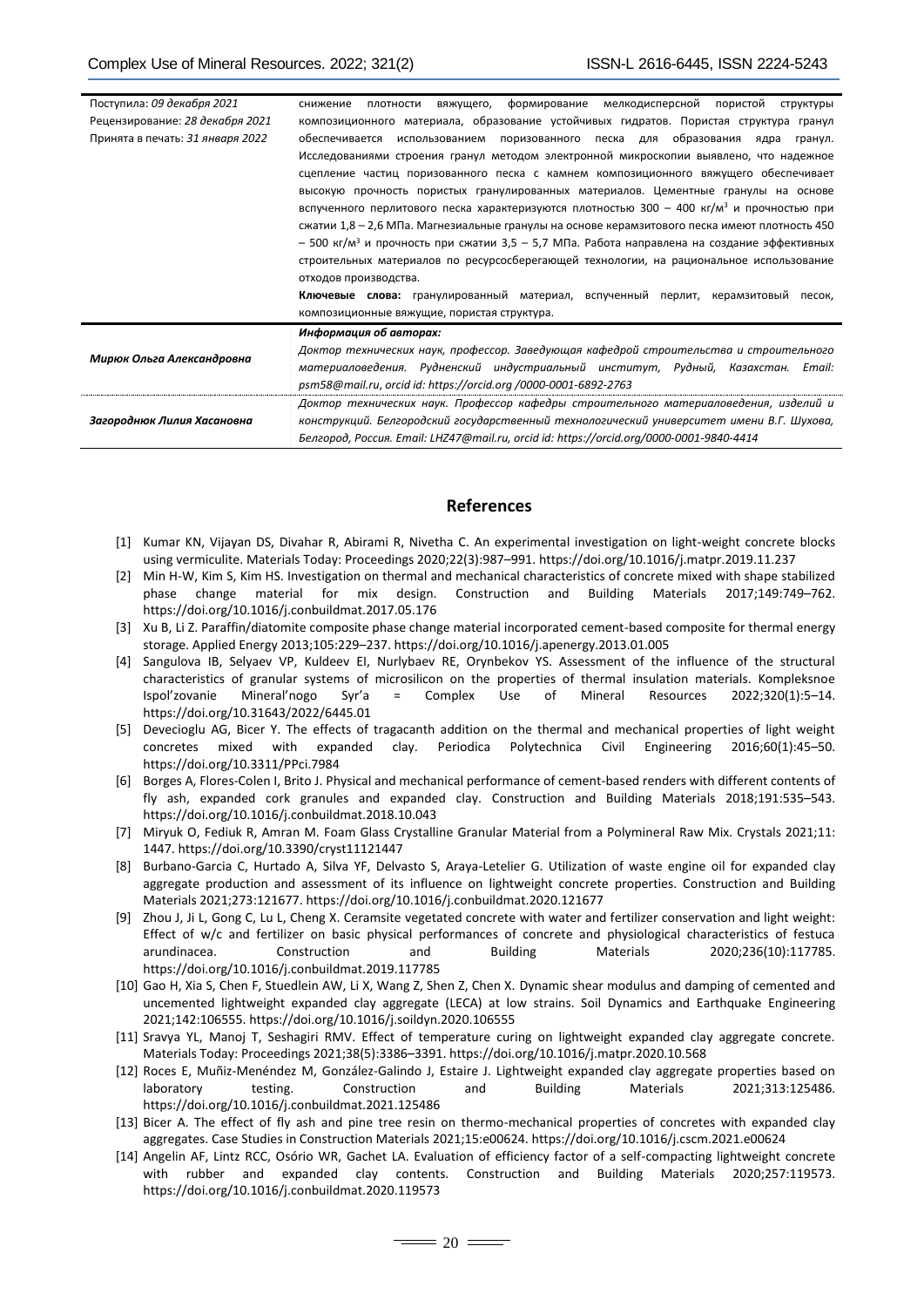| | |
|---|---|
| Поступила: *09 декабря 2021*<br>Рецензирование: *28 декабря 2021*<br>Принята в печать: *31 января 2022* | снижение плотности вяжущего, формирование мелкодисперсной пористой структуры композиционного материала, образование устойчивых гидратов. Пористая структура гранул обеспечивается использованием поризованного песка для образования ядра гранул. Исследованиями строения гранул методом электронной микроскопии выявлено, что надежное сцепление частиц поризованного песка с камнем композиционного вяжущего обеспечивает высокую прочность пористых гранулированных материалов. Цементные гранулы на основе вспученного перлитового песка характеризуются плотностью 300 – 400 кг/м³ и прочностью при сжатии 1,8 – 2,6 МПа. Магнезиальные гранулы на основе керамзитового песка имеют плотность 450 – 500 кг/м³ и прочность при сжатии 3,5 – 5,7 МПа. Работа направлена на создание эффективных строительных материалов по ресурсосберегающей технологии, на рациональное использование отходов производства.<br>**Ключевые слова:** гранулированный материал, вспученный перлит, керамзитовый песок, композиционные вяжущие, пористая структура. |
| | ***Информация об авторах:*** |
| ***Мирюк Ольга Александровна*** | *Доктор технических наук, профессор. Заведующая кафедрой строительства и строительного материаловедения. Рудненский индустриальный институт, Рудный, Казахстан. Email: psm58@mail.ru, orcid id: https://orcid.org /0000-0001-6892-2763* |
| ***Загороднюк Лилия Хасановна*** | *Доктор технических наук. Профессор кафедры строительного материаловедения, изделий и конструкций. Белгородский государственный технологический университет имени В.Г. Шухова, Белгород, Россия. Email: LHZ47@mail.ru, orcid id: https://orcid.org/0000-0001-9840-4414* |

## References

[1] Kumar KN, Vijayan DS, Divahar R, Abirami R, Nivetha C. An experimental investigation on light-weight concrete blocks using vermiculite. Materials Today: Proceedings 2020;22(3):987–991. https://doi.org/10.1016/j.matpr.2019.11.237

[2] Min H-W, Kim S, Kim HS. Investigation on thermal and mechanical characteristics of concrete mixed with shape stabilized phase change material for mix design. Construction and Building Materials 2017;149:749–762. https://doi.org/10.1016/j.conbuildmat.2017.05.176

[3] Xu B, Li Z. Paraffin/diatomite composite phase change material incorporated cement-based composite for thermal energy storage. Applied Energy 2013;105:229–237. https://doi.org/10.1016/j.apenergy.2013.01.005

[4] Sangulova IB, Selyaev VP, Kuldeev EI, Nurlybaev RE, Orynbekov YS. Assessment of the influence of the structural characteristics of granular systems of microsilicon on the properties of thermal insulation materials. Kompleksnoe Ispol'zovanie Mineral'nogo Syr'a = Complex Use of Mineral Resources 2022;320(1):5–14. https://doi.org/10.31643/2022/6445.01

[5] Devecioglu AG, Bicer Y. The effects of tragacanth addition on the thermal and mechanical properties of light weight concretes mixed with expanded clay. Periodica Polytechnica Civil Engineering 2016;60(1):45–50. https://doi.org/10.3311/PPci.7984

[6] Borges A, Flores-Colen I, Brito J. Physical and mechanical performance of cement-based renders with different contents of fly ash, expanded cork granules and expanded clay. Construction and Building Materials 2018;191:535–543. https://doi.org/10.1016/j.conbuildmat.2018.10.043

[7] Miryuk O, Fediuk R, Amran M. Foam Glass Crystalline Granular Material from a Polymineral Raw Mix. Crystals 2021;11: 1447. https://doi.org/10.3390/cryst11121447

[8] Burbano-Garcia C, Hurtado A, Silva YF, Delvasto S, Araya-Letelier G. Utilization of waste engine oil for expanded clay aggregate production and assessment of its influence on lightweight concrete properties. Construction and Building Materials 2021;273:121677. https://doi.org/10.1016/j.conbuildmat.2020.121677

[9] Zhou J, Ji L, Gong C, Lu L, Cheng X. Ceramsite vegetated concrete with water and fertilizer conservation and light weight: Effect of w/c and fertilizer on basic physical performances of concrete and physiological characteristics of festuca arundinacea. Construction and Building Materials 2020;236(10):117785. https://doi.org/10.1016/j.conbuildmat.2019.117785

[10] Gao H, Xia S, Chen F, Stuedlein AW, Li X, Wang Z, Shen Z, Chen X. Dynamic shear modulus and damping of cemented and uncemented lightweight expanded clay aggregate (LECA) at low strains. Soil Dynamics and Earthquake Engineering 2021;142:106555. https://doi.org/10.1016/j.soildyn.2020.106555

[11] Sravya YL, Manoj T, Seshagiri RMV. Effect of temperature curing on lightweight expanded clay aggregate concrete. Materials Today: Proceedings 2021;38(5):3386–3391. https://doi.org/10.1016/j.matpr.2020.10.568

[12] Roces E, Muñiz-Menéndez M, González-Galindo J, Estaire J. Lightweight expanded clay aggregate properties based on laboratory testing. Construction and Building Materials 2021;313:125486. https://doi.org/10.1016/j.conbuildmat.2021.125486

[13] Bicer A. The effect of fly ash and pine tree resin on thermo-mechanical properties of concretes with expanded clay aggregates. Case Studies in Construction Materials 2021;15:e00624. https://doi.org/10.1016/j.cscm.2021.e00624

[14] Angelin AF, Lintz RCC, Osório WR, Gachet LA. Evaluation of efficiency factor of a self-compacting lightweight concrete with rubber and expanded clay contents. Construction and Building Materials 2020;257:119573. https://doi.org/10.1016/j.conbuildmat.2020.119573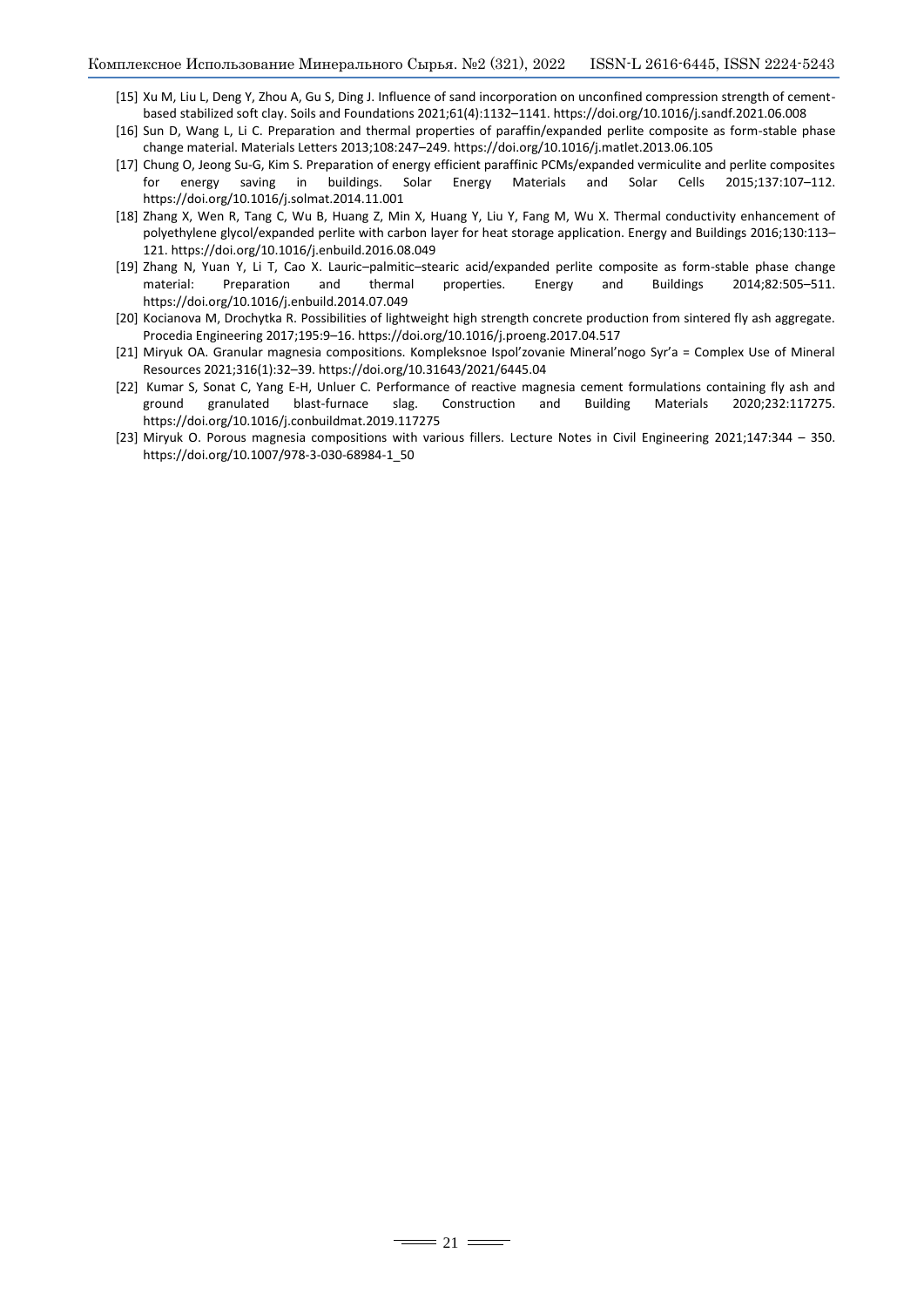[15] Xu M, Liu L, Deng Y, Zhou A, Gu S, Ding J. Influence of sand incorporation on unconfined compression strength of cement-based stabilized soft clay. Soils and Foundations 2021;61(4):1132–1141. https://doi.org/10.1016/j.sandf.2021.06.008

[16] Sun D, Wang L, Li C. Preparation and thermal properties of paraffin/expanded perlite composite as form-stable phase change material. Materials Letters 2013;108:247–249. https://doi.org/10.1016/j.matlet.2013.06.105

[17] Chung O, Jeong Su-G, Kim S. Preparation of energy efficient paraffinic PCMs/expanded vermiculite and perlite composites for energy saving in buildings. Solar Energy Materials and Solar Cells 2015;137:107–112. https://doi.org/10.1016/j.solmat.2014.11.001

[18] Zhang X, Wen R, Tang C, Wu B, Huang Z, Min X, Huang Y, Liu Y, Fang M, Wu X. Thermal conductivity enhancement of polyethylene glycol/expanded perlite with carbon layer for heat storage application. Energy and Buildings 2016;130:113–121. https://doi.org/10.1016/j.enbuild.2016.08.049

[19] Zhang N, Yuan Y, Li T, Cao X. Lauric–palmitic–stearic acid/expanded perlite composite as form-stable phase change material: Preparation and thermal properties. Energy and Buildings 2014;82:505–511. https://doi.org/10.1016/j.enbuild.2014.07.049

[20] Kocianova M, Drochytka R. Possibilities of lightweight high strength concrete production from sintered fly ash aggregate. Procedia Engineering 2017;195:9–16. https://doi.org/10.1016/j.proeng.2017.04.517

[21] Miryuk OA. Granular magnesia compositions. Kompleksnoe Ispol'zovanie Mineral'nogo Syr'a = Complex Use of Mineral Resources 2021;316(1):32–39. https://doi.org/10.31643/2021/6445.04

[22] Kumar S, Sonat C, Yang E-H, Unluer C. Performance of reactive magnesia cement formulations containing fly ash and ground granulated blast-furnace slag. Construction and Building Materials 2020;232:117275. https://doi.org/10.1016/j.conbuildmat.2019.117275

[23] Miryuk O. Porous magnesia compositions with various fillers. Lecture Notes in Civil Engineering 2021;147:344 – 350. https://doi.org/10.1007/978-3-030-68984-1_50